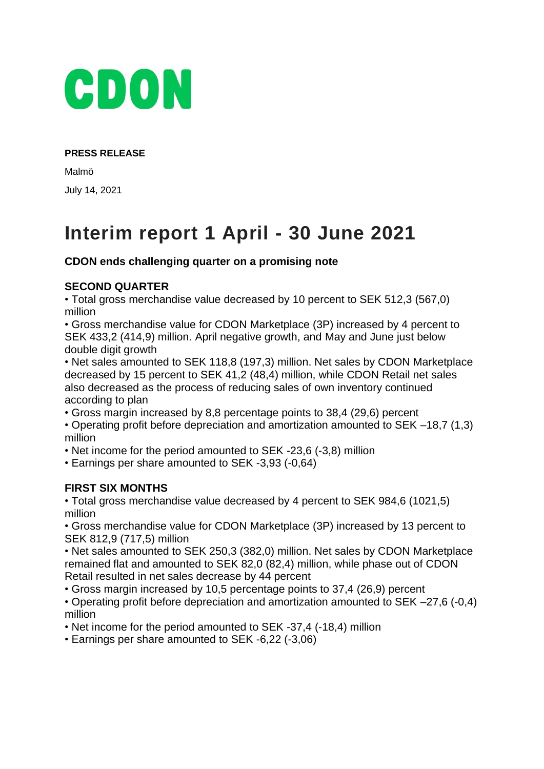# CDON

**PRESS RELEASE**

Malmö

July 14, 2021

# Interim report 1 April - 30 June 2021

**CDON ends challenging quarter on a promising note**

**SECOND QUARTER**

- Total gross merchandise value decreased by 10 percent to SEK 512,3 (567,0) million
- Gross merchandise value for CDON Marketplace (3P) increased by 4 percent to SEK 433,2 (414,9) million. April negative growth, and May and June just below double digit growth
- Net sales amounted to SEK 118,8 (197,3) million. Net sales by CDON Marketplace decreased by 15 percent to SEK 41,2 (48,4) million, while CDON Retail net sales also decreased as the process of reducing sales of own inventory continued according to plan
- Gross margin increased by 8,8 percentage points to 38,4 (29,6) percent
- Operating profit before depreciation and amortization amounted to SEK –18,7 (1,3) million
- Net income for the period amounted to SEK -23,6 (-3,8) million
- Earnings per share amounted to SEK -3,93 (-0,64)

**FIRST SIX MONTHS**

- Total gross merchandise value decreased by 4 percent to SEK 984,6 (1021,5) million
- Gross merchandise value for CDON Marketplace (3P) increased by 13 percent to SEK 812,9 (717,5) million
- Net sales amounted to SEK 250,3 (382,0) million. Net sales by CDON Marketplace remained flat and amounted to SEK 82,0 (82,4) million, while phase out of CDON Retail resulted in net sales decrease by 44 percent
- Gross margin increased by 10,5 percentage points to 37,4 (26,9) percent
- Operating profit before depreciation and amortization amounted to SEK –27,6 (-0,4) million
- Net income for the period amounted to SEK -37,4 (-18,4) million
- Earnings per share amounted to SEK -6,22 (-3,06)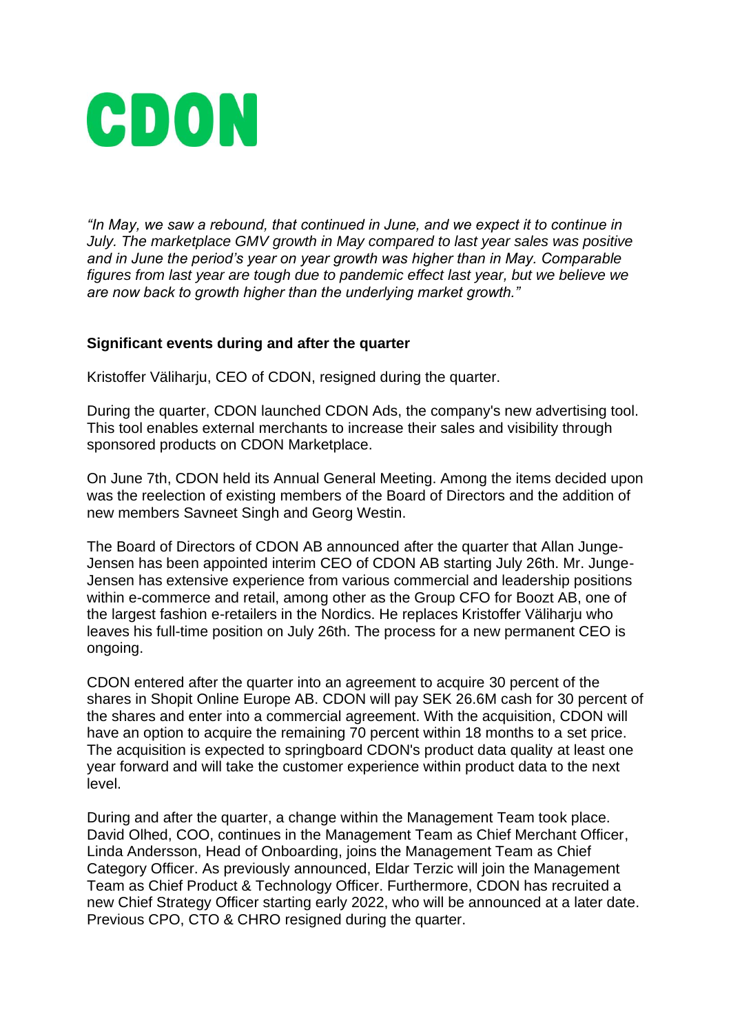# CDON

*"In May, we saw a rebound, that continued in June, and we expect it to continue in July. The marketplace GMV growth in May compared to last year sales was positive and in June the period's year on year growth was higher than in May. Comparable figures from last year are tough due to pandemic effect last year, but we believe we are now back to growth higher than the underlying market growth."*

**Significant events during and after the quarter**

Kristoffer Väliharju, CEO of CDON, resigned during the quarter.

During the quarter, CDON launched CDON Ads, the company's new advertising tool. This tool enables external merchants to increase their sales and visibility through sponsored products on CDON Marketplace.

On June 7th, CDON held its Annual General Meeting. Among the items decided upon was the reelection of existing members of the Board of Directors and the addition of new members Savneet Singh and Georg Westin.

The Board of Directors of CDON AB announced after the quarter that Allan Junge-Jensen has been appointed interim CEO of CDON AB starting July 26th. Mr. Junge-Jensen has extensive experience from various commercial and leadership positions within e-commerce and retail, among other as the Group CFO for Boozt AB, one of the largest fashion e-retailers in the Nordics. He replaces Kristoffer Väliharju who leaves his full-time position on July 26th. The process for a new permanent CEO is ongoing.

CDON entered after the quarter into an agreement to acquire 30 percent of the shares in Shopit Online Europe AB. CDON will pay SEK 26.6M cash for 30 percent of the shares and enter into a commercial agreement. With the acquisition, CDON will have an option to acquire the remaining 70 percent within 18 months to a set price. The acquisition is expected to springboard CDON's product data quality at least one year forward and will take the customer experience within product data to the next level.

During and after the quarter, a change within the Management Team took place. David Olhed, COO, continues in the Management Team as Chief Merchant Officer, Linda Andersson, Head of Onboarding, joins the Management Team as Chief Category Officer. As previously announced, Eldar Terzic will join the Management Team as Chief Product & Technology Officer. Furthermore, CDON has recruited a new Chief Strategy Officer starting early 2022, who will be announced at a later date. Previous CPO, CTO & CHRO resigned during the quarter.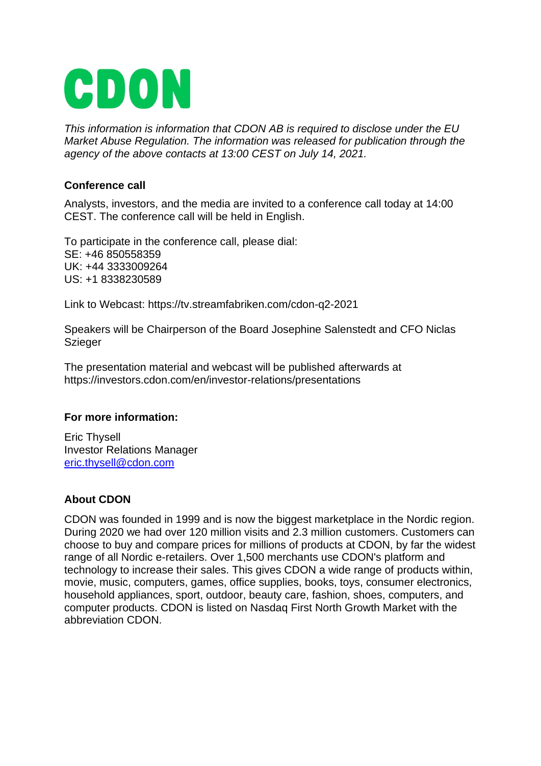# CDON

*This information is information that CDON AB is required to disclose under the EU Market Abuse Regulation. The information was released for publication through the agency of the above contacts at 13:00 CEST on July 14, 2021.*

**Conference call**

Analysts, investors, and the media are invited to a conference call today at 14:00 CEST. The conference call will be held in English.

To participate in the conference call, please dial:
SE: +46 850558359
UK: +44 3333009264
US: +1 8338230589

Link to Webcast: https://tv.streamfabriken.com/cdon-q2-2021

Speakers will be Chairperson of the Board Josephine Salenstedt and CFO Niclas Szieger

The presentation material and webcast will be published afterwards at https://investors.cdon.com/en/investor-relations/presentations

**For more information:**

Eric Thysell
Investor Relations Manager
eric.thysell@cdon.com

**About CDON**

CDON was founded in 1999 and is now the biggest marketplace in the Nordic region. During 2020 we had over 120 million visits and 2.3 million customers. Customers can choose to buy and compare prices for millions of products at CDON, by far the widest range of all Nordic e-retailers. Over 1,500 merchants use CDON's platform and technology to increase their sales. This gives CDON a wide range of products within, movie, music, computers, games, office supplies, books, toys, consumer electronics, household appliances, sport, outdoor, beauty care, fashion, shoes, computers, and computer products. CDON is listed on Nasdaq First North Growth Market with the abbreviation CDON.